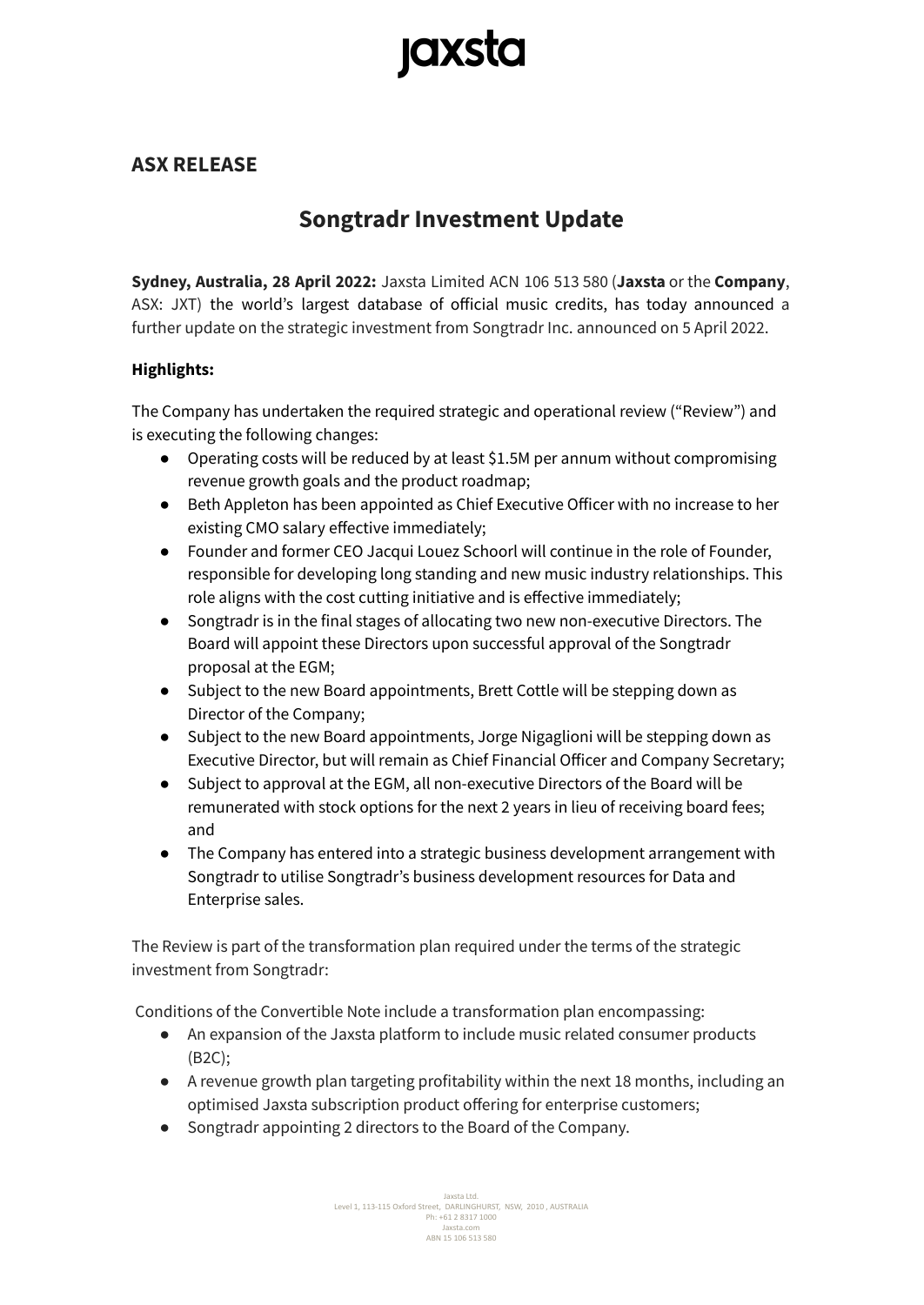jaxsta

## ASX RELEASE

# Songtradr Investment Update

**Sydney, Australia, 28 April 2022:** Jaxsta Limited ACN 106 513 580 (**Jaxsta** or the **Company**, ASX: JXT) the world's largest database of official music credits, has today announced a further update on the strategic investment from Songtradr Inc. announced on 5 April 2022.

**Highlights:**

The Company has undertaken the required strategic and operational review ("Review") and is executing the following changes:

- Operating costs will be reduced by at least $1.5M per annum without compromising revenue growth goals and the product roadmap;
- Beth Appleton has been appointed as Chief Executive Officer with no increase to her existing CMO salary effective immediately;
- Founder and former CEO Jacqui Louez Schoorl will continue in the role of Founder, responsible for developing long standing and new music industry relationships. This role aligns with the cost cutting initiative and is effective immediately;
- Songtradr is in the final stages of allocating two new non-executive Directors. The Board will appoint these Directors upon successful approval of the Songtradr proposal at the EGM;
- Subject to the new Board appointments, Brett Cottle will be stepping down as Director of the Company;
- Subject to the new Board appointments, Jorge Nigaglioni will be stepping down as Executive Director, but will remain as Chief Financial Officer and Company Secretary;
- Subject to approval at the EGM, all non-executive Directors of the Board will be remunerated with stock options for the next 2 years in lieu of receiving board fees; and
- The Company has entered into a strategic business development arrangement with Songtradr to utilise Songtradr's business development resources for Data and Enterprise sales.

The Review is part of the transformation plan required under the terms of the strategic investment from Songtradr:

Conditions of the Convertible Note include a transformation plan encompassing:

- An expansion of the Jaxsta platform to include music related consumer products (B2C);
- A revenue growth plan targeting profitability within the next 18 months, including an optimised Jaxsta subscription product offering for enterprise customers;
- Songtradr appointing 2 directors to the Board of the Company.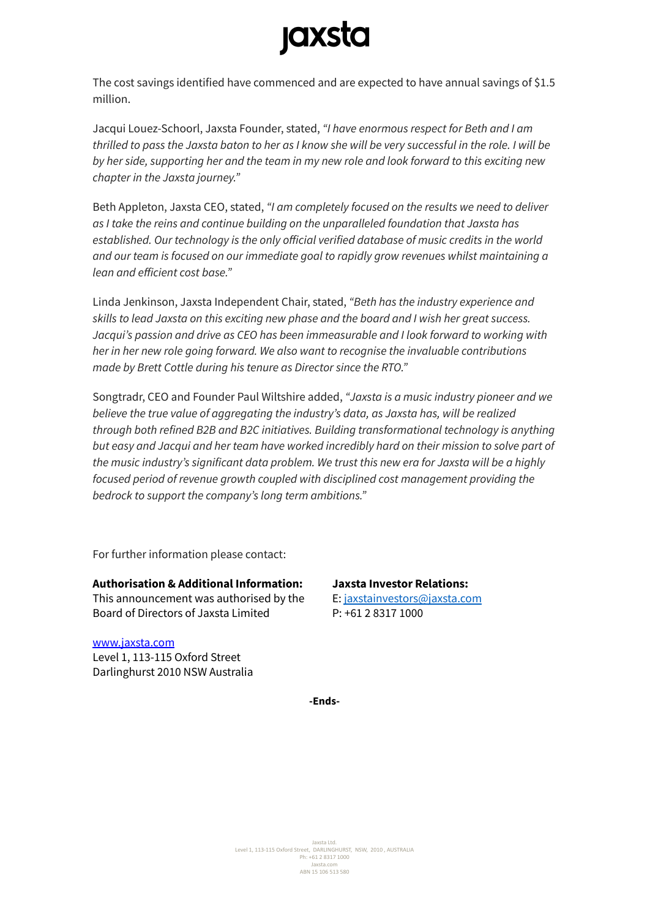The cost savings identified have commenced and are expected to have annual savings of $1.5 million.

Jacqui Louez-Schoorl, Jaxsta Founder, stated, *"I have enormous respect for Beth and I am thrilled to pass the Jaxsta baton to her as I know she will be very successful in the role. I will be by her side, supporting her and the team in my new role and look forward to this exciting new chapter in the Jaxsta journey."*

Beth Appleton, Jaxsta CEO, stated, *"I am completely focused on the results we need to deliver as I take the reins and continue building on the unparalleled foundation that Jaxsta has established. Our technology is the only official verified database of music credits in the world and our team is focused on our immediate goal to rapidly grow revenues whilst maintaining a lean and efficient cost base."*

Linda Jenkinson, Jaxsta Independent Chair, stated, *"Beth has the industry experience and skills to lead Jaxsta on this exciting new phase and the board and I wish her great success. Jacqui's passion and drive as CEO has been immeasurable and I look forward to working with her in her new role going forward. We also want to recognise the invaluable contributions made by Brett Cottle during his tenure as Director since the RTO."*

Songtradr, CEO and Founder Paul Wiltshire added, *"Jaxsta is a music industry pioneer and we believe the true value of aggregating the industry's data, as Jaxsta has, will be realized through both refined B2B and B2C initiatives. Building transformational technology is anything but easy and Jacqui and her team have worked incredibly hard on their mission to solve part of the music industry's significant data problem. We trust this new era for Jaxsta will be a highly focused period of revenue growth coupled with disciplined cost management providing the bedrock to support the company's long term ambitions."*

For further information please contact:

**Authorisation & Additional Information:**
This announcement was authorised by the Board of Directors of Jaxsta Limited

**Jaxsta Investor Relations:**
E: jaxstainvestors@jaxsta.com
P: +61 2 8317 1000

www.jaxsta.com
Level 1, 113-115 Oxford Street
Darlinghurst 2010 NSW Australia

**-Ends-**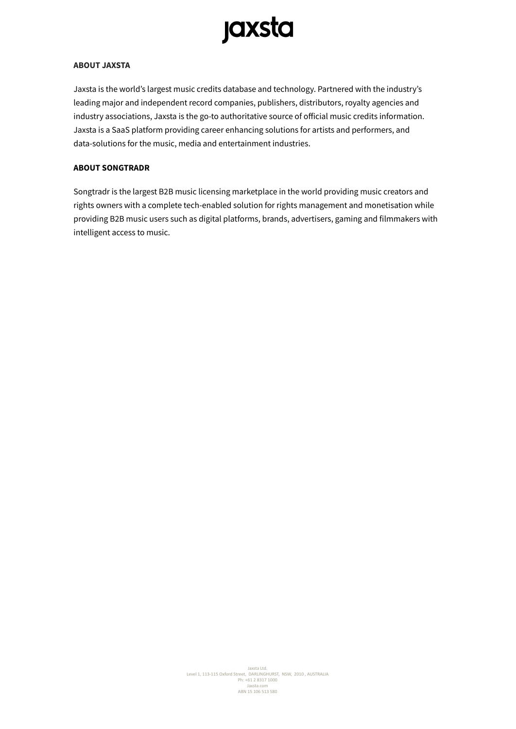**ABOUT JAXSTA**

Jaxsta is the world's largest music credits database and technology. Partnered with the industry's leading major and independent record companies, publishers, distributors, royalty agencies and industry associations, Jaxsta is the go-to authoritative source of official music credits information. Jaxsta is a SaaS platform providing career enhancing solutions for artists and performers, and data-solutions for the music, media and entertainment industries.

**ABOUT SONGTRADR**

Songtradr is the largest B2B music licensing marketplace in the world providing music creators and rights owners with a complete tech-enabled solution for rights management and monetisation while providing B2B music users such as digital platforms, brands, advertisers, gaming and filmmakers with intelligent access to music.